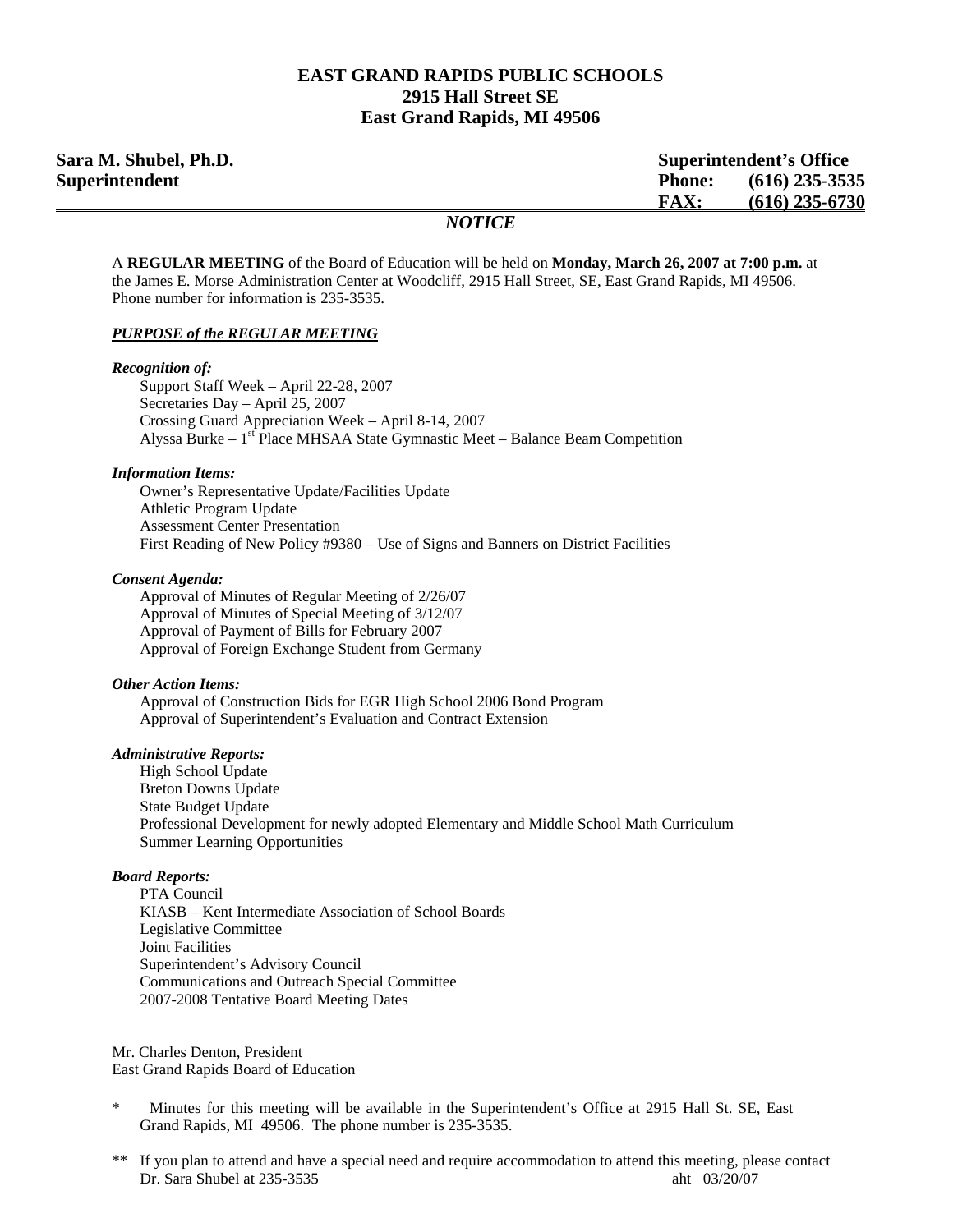# EAST GRAND RAPIDS PUBLIC SCHOOLS
## 2915 Hall Street SE
## East Grand Rapids, MI 49506

**Sara M. Shubel, Ph.D.**
**Superintendent**

**Superintendent's Office**
**Phone: (616) 235-3535**
**FAX: (616) 235-6730**

## *NOTICE*

A **REGULAR MEETING** of the Board of Education will be held on **Monday, March 26, 2007 at 7:00 p.m.** at the James E. Morse Administration Center at Woodcliff, 2915 Hall Street, SE, East Grand Rapids, MI 49506. Phone number for information is 235-3535.

***PURPOSE of the REGULAR MEETING***

***Recognition of:***

- Support Staff Week – April 22-28, 2007
- Secretaries Day – April 25, 2007
- Crossing Guard Appreciation Week – April 8-14, 2007
- Alyssa Burke – 1st Place MHSAA State Gymnastic Meet – Balance Beam Competition

***Information Items:***

- Owner's Representative Update/Facilities Update
- Athletic Program Update
- Assessment Center Presentation
- First Reading of New Policy #9380 – Use of Signs and Banners on District Facilities

***Consent Agenda:***

- Approval of Minutes of Regular Meeting of 2/26/07
- Approval of Minutes of Special Meeting of 3/12/07
- Approval of Payment of Bills for February 2007
- Approval of Foreign Exchange Student from Germany

***Other Action Items:***

- Approval of Construction Bids for EGR High School 2006 Bond Program
- Approval of Superintendent's Evaluation and Contract Extension

***Administrative Reports:***

- High School Update
- Breton Downs Update
- State Budget Update
- Professional Development for newly adopted Elementary and Middle School Math Curriculum
- Summer Learning Opportunities

***Board Reports:***

- PTA Council
- KIASB – Kent Intermediate Association of School Boards
- Legislative Committee
- Joint Facilities
- Superintendent's Advisory Council
- Communications and Outreach Special Committee
- 2007-2008 Tentative Board Meeting Dates

Mr. Charles Denton, President
East Grand Rapids Board of Education

\* Minutes for this meeting will be available in the Superintendent's Office at 2915 Hall St. SE, East Grand Rapids, MI 49506. The phone number is 235-3535.

\*\* If you plan to attend and have a special need and require accommodation to attend this meeting, please contact Dr. Sara Shubel at 235-3535

aht 03/20/07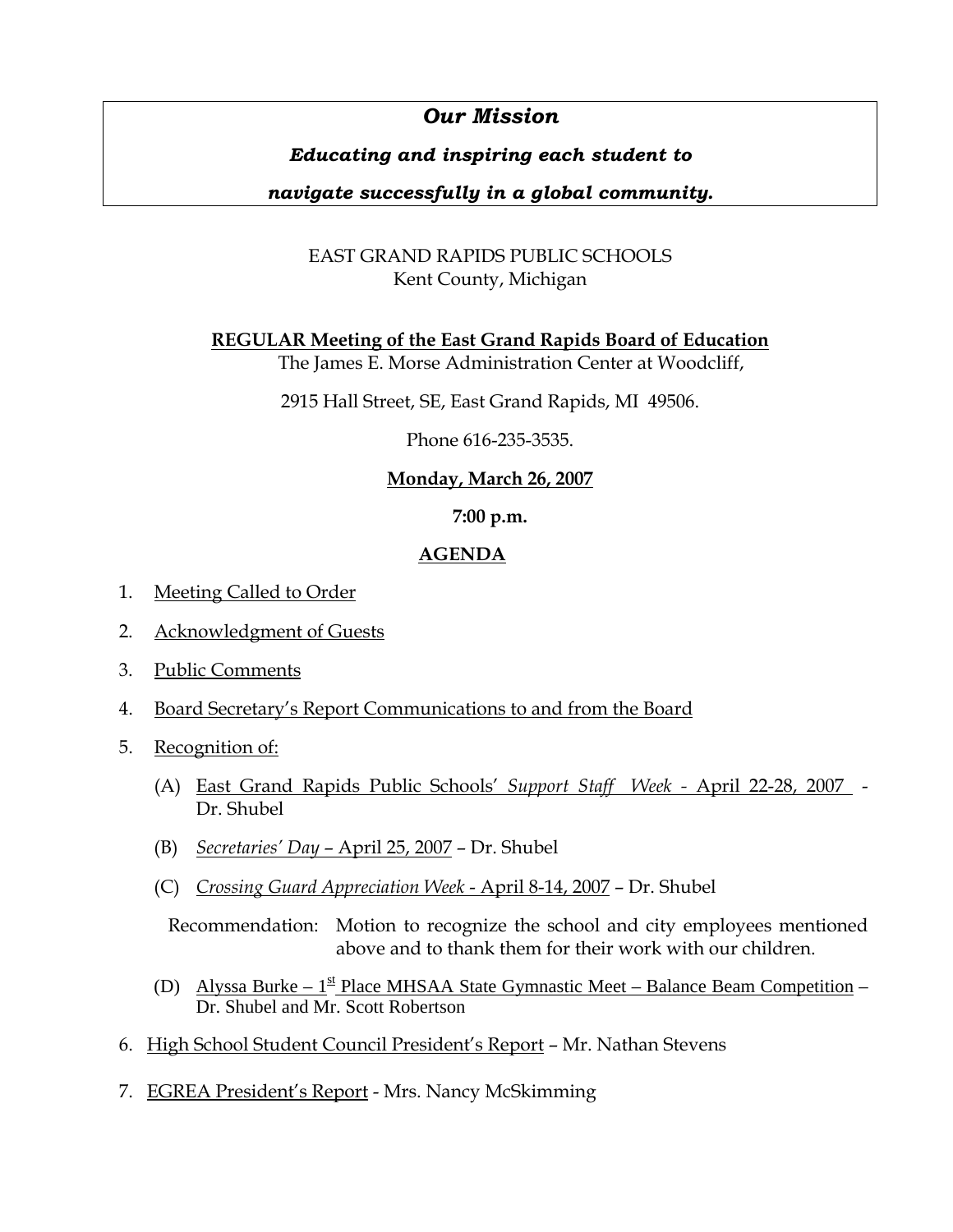# *Our Mission*

***Educating and inspiring each student to navigate successfully in a global community.***

EAST GRAND RAPIDS PUBLIC SCHOOLS
Kent County, Michigan

**REGULAR Meeting of the East Grand Rapids Board of Education**

The James E. Morse Administration Center at Woodcliff,

2915 Hall Street, SE, East Grand Rapids, MI 49506.

Phone 616-235-3535.

**Monday, March 26, 2007**

**7:00 p.m.**

**AGENDA**

1. Meeting Called to Order
2. Acknowledgment of Guests
3. Public Comments
4. Board Secretary's Report Communications to and from the Board
5. Recognition of:

   (A) East Grand Rapids Public Schools' *Support Staff Week* - April 22-28, 2007 - Dr. Shubel

   (B) *Secretaries' Day* – April 25, 2007 – Dr. Shubel

   (C) *Crossing Guard Appreciation Week* - April 8-14, 2007 – Dr. Shubel

   Recommendation: Motion to recognize the school and city employees mentioned above and to thank them for their work with our children.

   (D) Alyssa Burke – 1st Place MHSAA State Gymnastic Meet – Balance Beam Competition – Dr. Shubel and Mr. Scott Robertson

6. High School Student Council President's Report – Mr. Nathan Stevens
7. EGREA President's Report - Mrs. Nancy McSkimming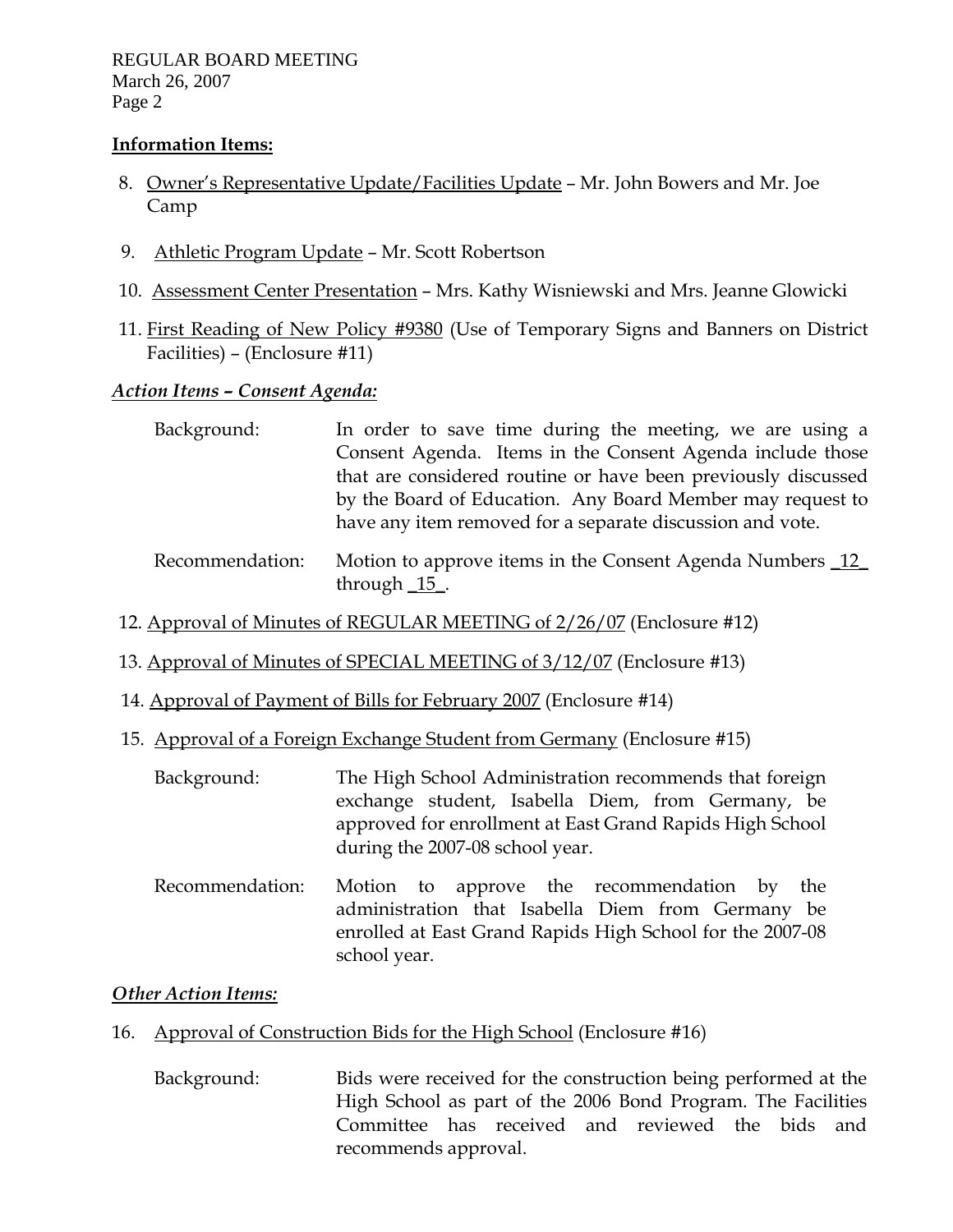**Information Items:**

8. Owner's Representative Update/Facilities Update – Mr. John Bowers and Mr. Joe Camp

9. Athletic Program Update – Mr. Scott Robertson

10. Assessment Center Presentation – Mrs. Kathy Wisniewski and Mrs. Jeanne Glowicki

11. First Reading of New Policy #9380 (Use of Temporary Signs and Banners on District Facilities) – (Enclosure #11)

***Action Items – Consent Agenda:***

Background: In order to save time during the meeting, we are using a Consent Agenda. Items in the Consent Agenda include those that are considered routine or have been previously discussed by the Board of Education. Any Board Member may request to have any item removed for a separate discussion and vote.

Recommendation: Motion to approve items in the Consent Agenda Numbers _12_ through _15_.

12. Approval of Minutes of REGULAR MEETING of 2/26/07 (Enclosure #12)

13. Approval of Minutes of SPECIAL MEETING of 3/12/07 (Enclosure #13)

14. Approval of Payment of Bills for February 2007 (Enclosure #14)

15. Approval of a Foreign Exchange Student from Germany (Enclosure #15)

Background: The High School Administration recommends that foreign exchange student, Isabella Diem, from Germany, be approved for enrollment at East Grand Rapids High School during the 2007-08 school year.

Recommendation: Motion to approve the recommendation by the administration that Isabella Diem from Germany be enrolled at East Grand Rapids High School for the 2007-08 school year.

***Other Action Items:***

16. Approval of Construction Bids for the High School (Enclosure #16)

Background: Bids were received for the construction being performed at the High School as part of the 2006 Bond Program. The Facilities Committee has received and reviewed the bids and recommends approval.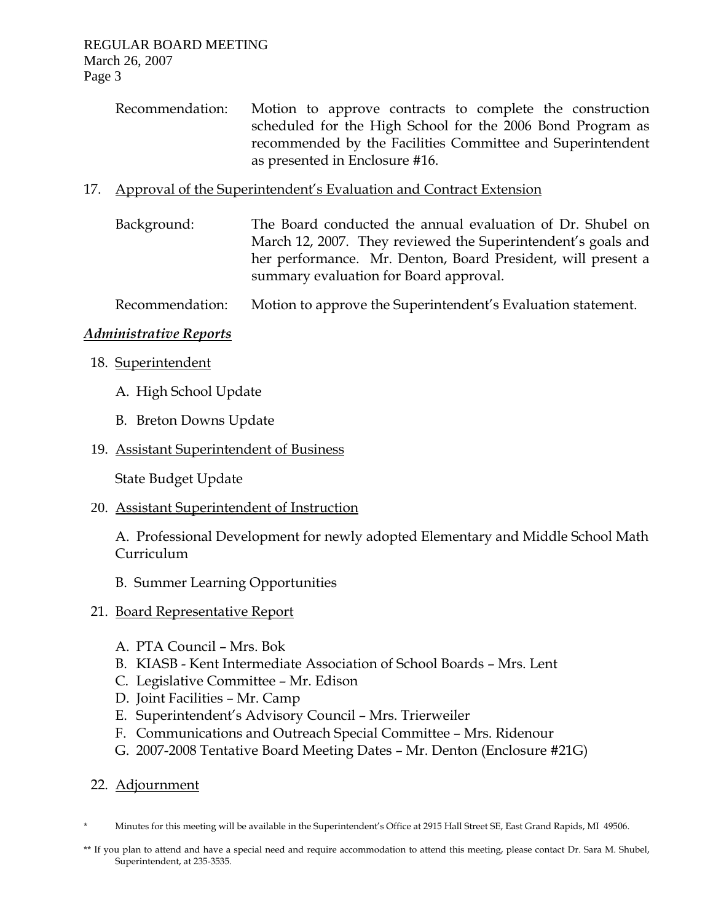Recommendation: Motion to approve contracts to complete the construction scheduled for the High School for the 2006 Bond Program as recommended by the Facilities Committee and Superintendent as presented in Enclosure #16.

17. Approval of the Superintendent's Evaluation and Contract Extension

Background: The Board conducted the annual evaluation of Dr. Shubel on March 12, 2007. They reviewed the Superintendent's goals and her performance. Mr. Denton, Board President, will present a summary evaluation for Board approval.

Recommendation: Motion to approve the Superintendent's Evaluation statement.

***Administrative Reports***

18. Superintendent

    A. High School Update

    B. Breton Downs Update

19. Assistant Superintendent of Business

    State Budget Update

20. Assistant Superintendent of Instruction

    A. Professional Development for newly adopted Elementary and Middle School Math Curriculum

    B. Summer Learning Opportunities

21. Board Representative Report

    A. PTA Council – Mrs. Bok
    B. KIASB - Kent Intermediate Association of School Boards – Mrs. Lent
    C. Legislative Committee – Mr. Edison
    D. Joint Facilities – Mr. Camp
    E. Superintendent's Advisory Council – Mrs. Trierweiler
    F. Communications and Outreach Special Committee – Mrs. Ridenour
    G. 2007-2008 Tentative Board Meeting Dates – Mr. Denton (Enclosure #21G)

22. Adjournment

\* Minutes for this meeting will be available in the Superintendent's Office at 2915 Hall Street SE, East Grand Rapids, MI 49506.

\*\* If you plan to attend and have a special need and require accommodation to attend this meeting, please contact Dr. Sara M. Shubel, Superintendent, at 235-3535.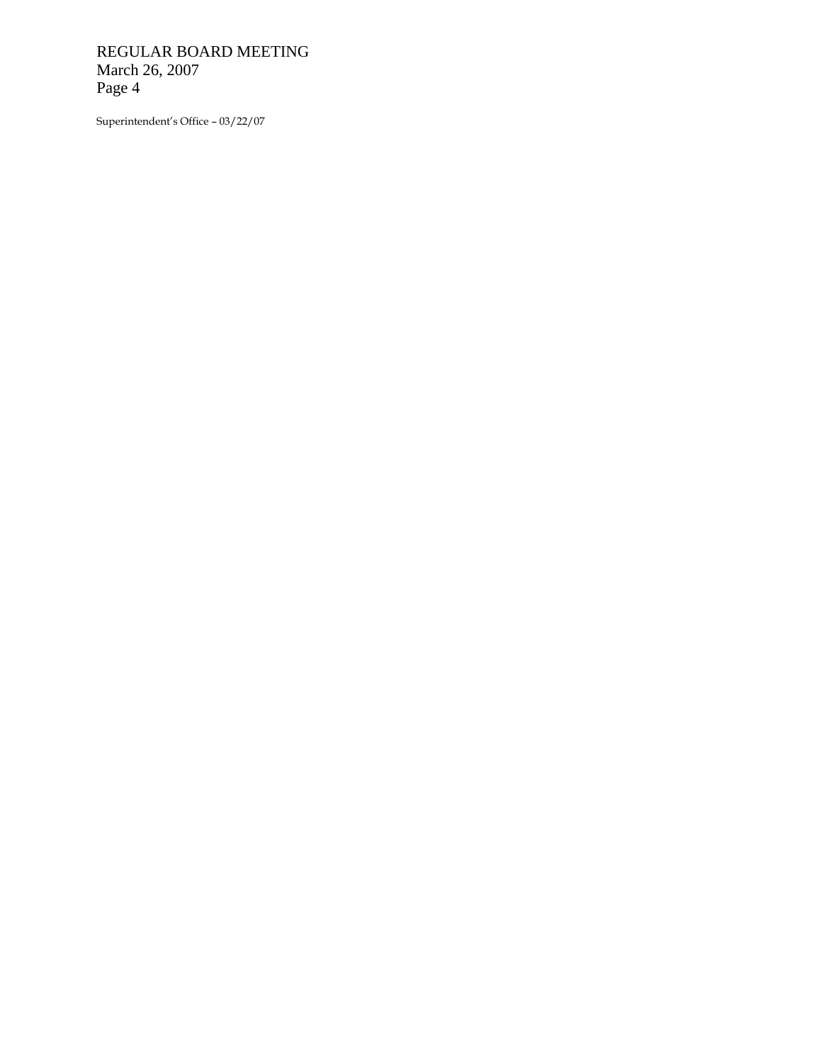Superintendent's Office – 03/22/07